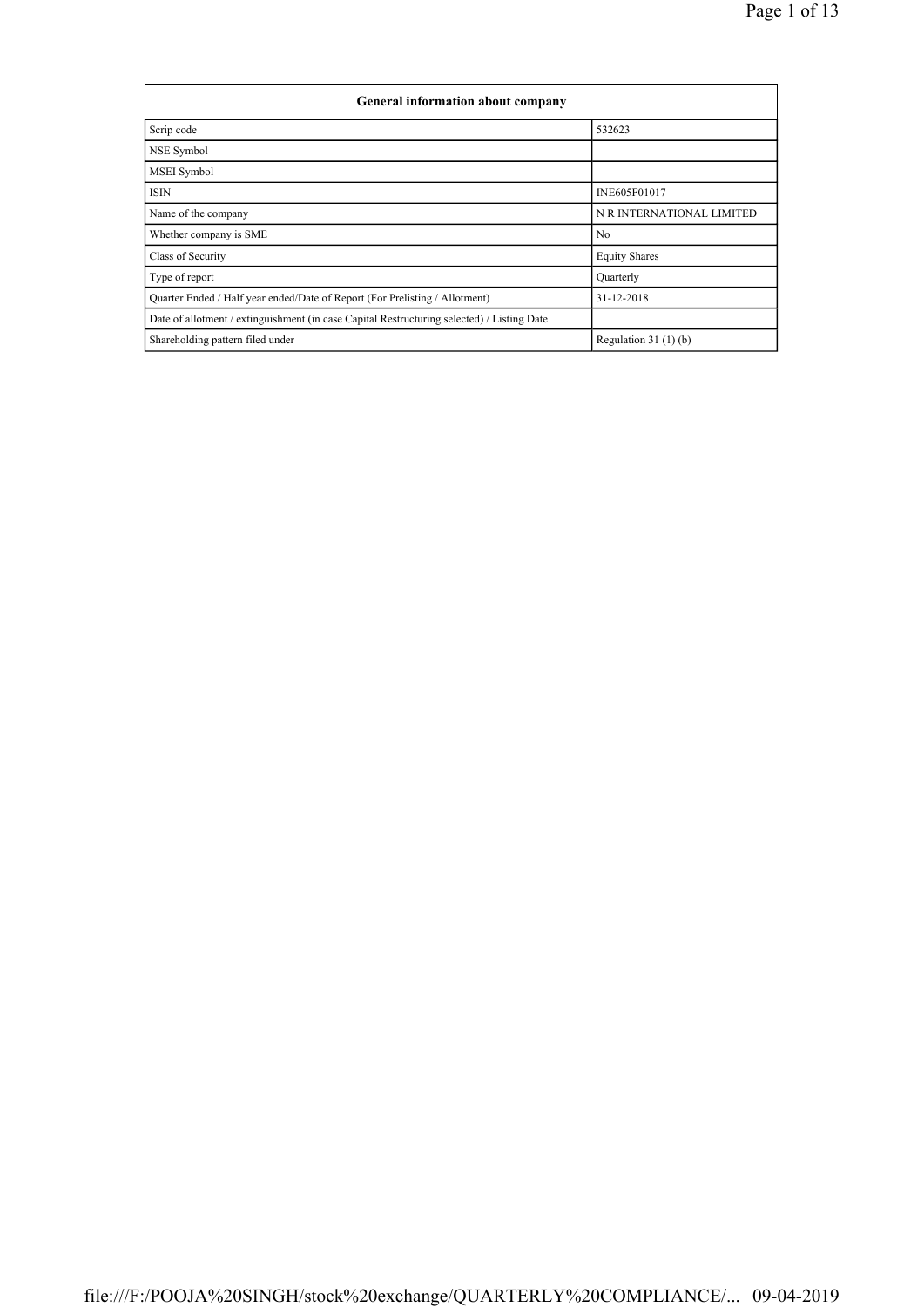| General information about company | |
|---|---|
| Scrip code | 532623 |
| NSE Symbol | |
| MSEI Symbol | |
| ISIN | INE605F01017 |
| Name of the company | N R INTERNATIONAL LIMITED |
| Whether company is SME | No |
| Class of Security | Equity Shares |
| Type of report | Quarterly |
| Quarter Ended / Half year ended/Date of Report (For Prelisting / Allotment) | 31-12-2018 |
| Date of allotment / extinguishment (in case Capital Restructuring selected) / Listing Date | |
| Shareholding pattern filed under | Regulation 31 (1) (b) |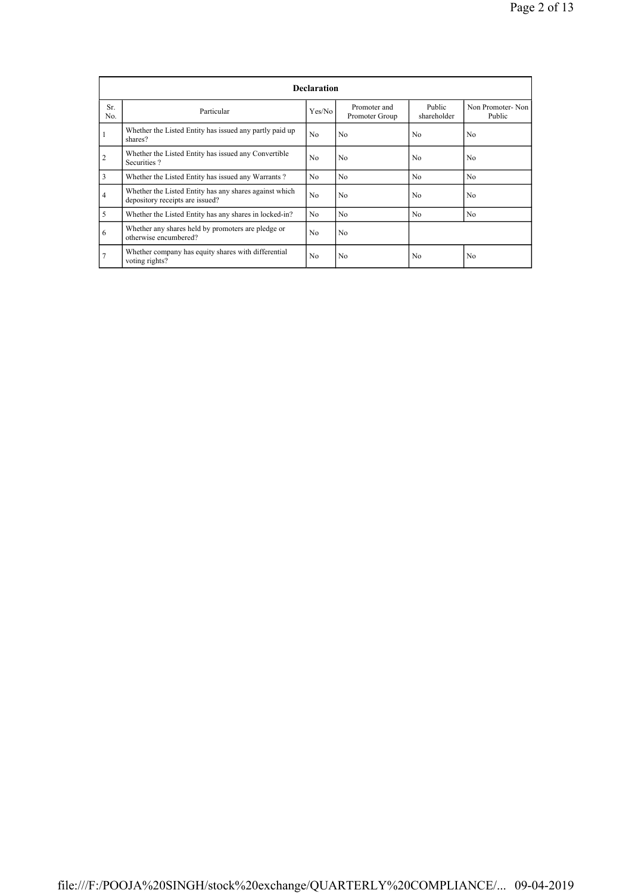| Declaration | | | | | |
|---|---|---|---|---|---|
| Sr. No. | Particular | Yes/No | Promoter and Promoter Group | Public shareholder | Non Promoter- Non Public |
| 1 | Whether the Listed Entity has issued any partly paid up shares? | No | No | No | No |
| 2 | Whether the Listed Entity has issued any Convertible Securities ? | No | No | No | No |
| 3 | Whether the Listed Entity has issued any Warrants ? | No | No | No | No |
| 4 | Whether the Listed Entity has any shares against which depository receipts are issued? | No | No | No | No |
| 5 | Whether the Listed Entity has any shares in locked-in? | No | No | No | No |
| 6 | Whether any shares held by promoters are pledge or otherwise encumbered? | No | No | | |
| 7 | Whether company has equity shares with differential voting rights? | No | No | No | No |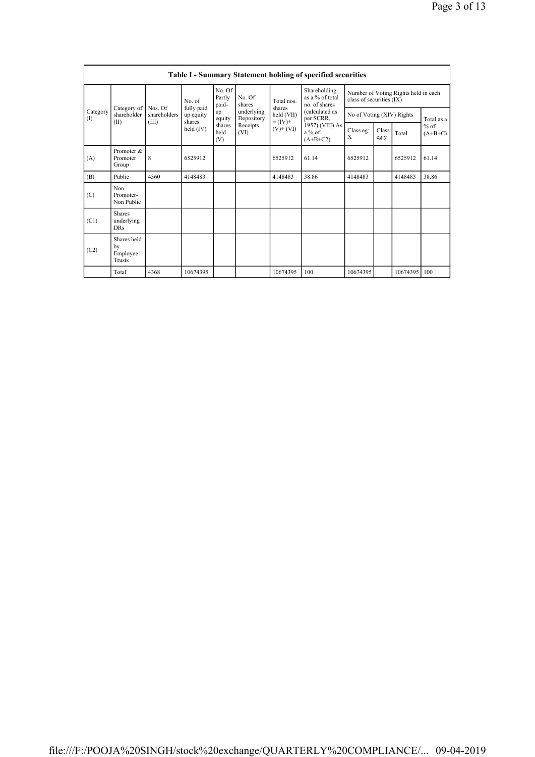| Table I - Summary Statement holding of specified securities | | | | | | | | | | | | |
|---|---|---|---|---|---|---|---|---|---|---|---|---|
| Category (I) | Category of shareholder (II) | Nos. Of shareholders (III) | No. of fully paid up equity shares held (IV) | No. Of Partly paid-up equity shares held (V) | No. Of shares underlying Depository Receipts (VI) | Total nos. shares held (VII) = (IV)+ (V)+ (VI) | Shareholding as a % of total no. of shares (calculated as per SCRR, 1957) (VIII) As a % of (A+B+C2) | Number of Voting Rights held in each class of securities (IX) | | | |
| | | | | | | | | No of Voting (XIV) Rights | | | Total as a % of (A+B+C) |
| | | | | | | | | Class eg: X | Class eg:y | Total | |
| (A) | Promoter & Promoter Group | 8 | 6525912 | | | 6525912 | 61.14 | 6525912 | | 6525912 | 61.14 |
| (B) | Public | 4360 | 4148483 | | | 4148483 | 38.86 | 4148483 | | 4148483 | 38.86 |
| (C) | Non Promoter- Non Public | | | | | | | | | | |
| (C1) | Shares underlying DRs | | | | | | | | | | |
| (C2) | Shares held by Employee Trusts | | | | | | | | | | |
| | Total | 4368 | 10674395 | | | 10674395 | 100 | 10674395 | | 10674395 | 100 |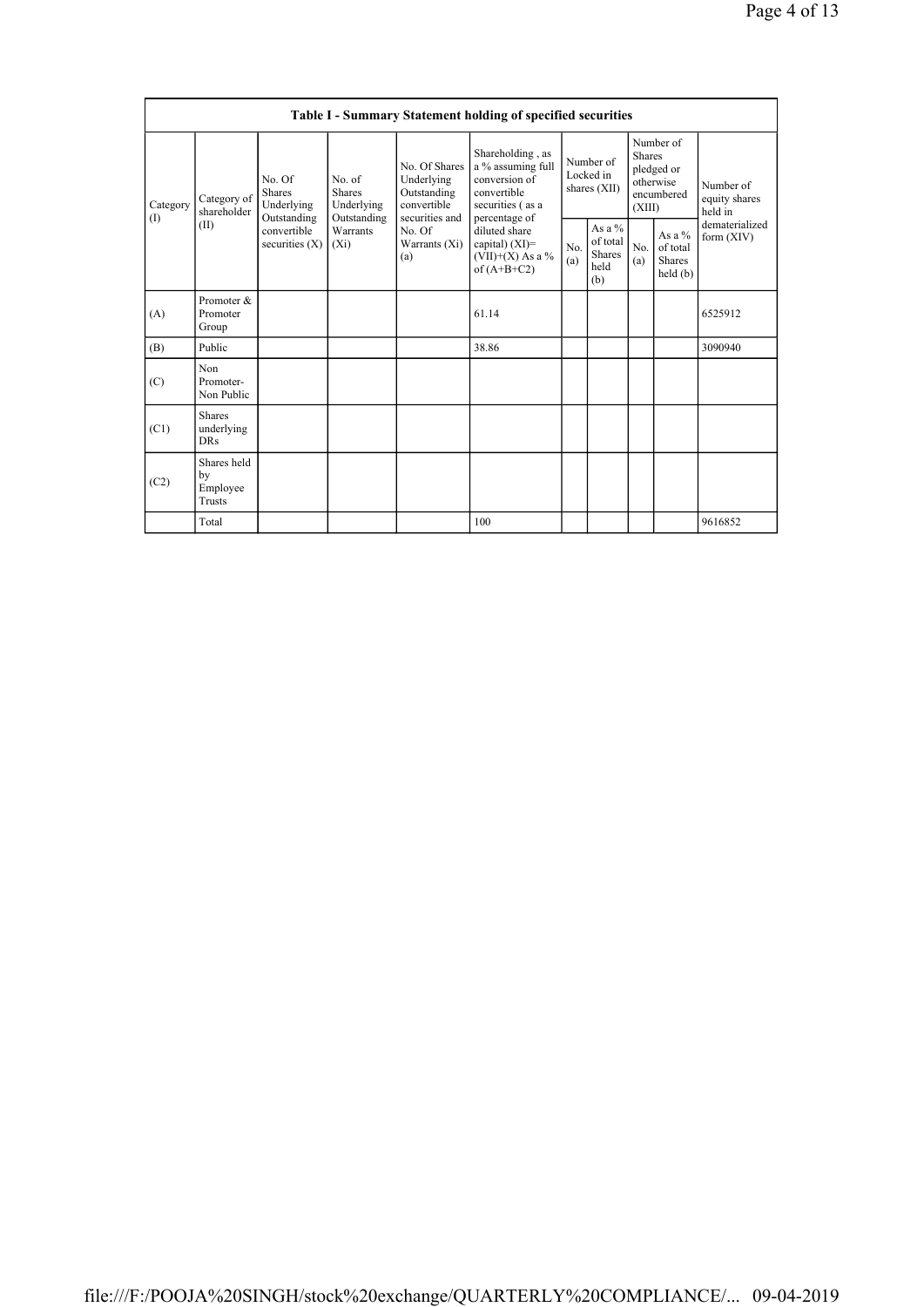| Table I - Summary Statement holding of specified securities | | | | | | | | | | | |
|---|---|---|---|---|---|---|---|---|---|---|---|
| Category (I) | Category of shareholder (II) | No. Of Shares Underlying Outstanding convertible securities (X) | No. of Shares Underlying Outstanding Warrants (Xi) | No. Of Shares Underlying Outstanding convertible securities and No. Of Warrants (Xi) (a) | Shareholding , as a % assuming full conversion of convertible securities ( as a percentage of diluted share capital) (XI)= (VII)+(X) As a % of (A+B+C2) | Number of Locked in shares (XII) | | Number of Shares pledged or otherwise encumbered (XIII) | | Number of equity shares held in dematerialized form (XIV) |
| | | | | | | No. (a) | As a % of total Shares held (b) | No. (a) | As a % of total Shares held (b) | |
| (A) | Promoter & Promoter Group | | | | 61.14 | | | | | 6525912 |
| (B) | Public | | | | 38.86 | | | | | 3090940 |
| (C) | Non Promoter- Non Public | | | | | | | | | |
| (C1) | Shares underlying DRs | | | | | | | | | |
| (C2) | Shares held by Employee Trusts | | | | | | | | | |
| | Total | | | | 100 | | | | | 9616852 |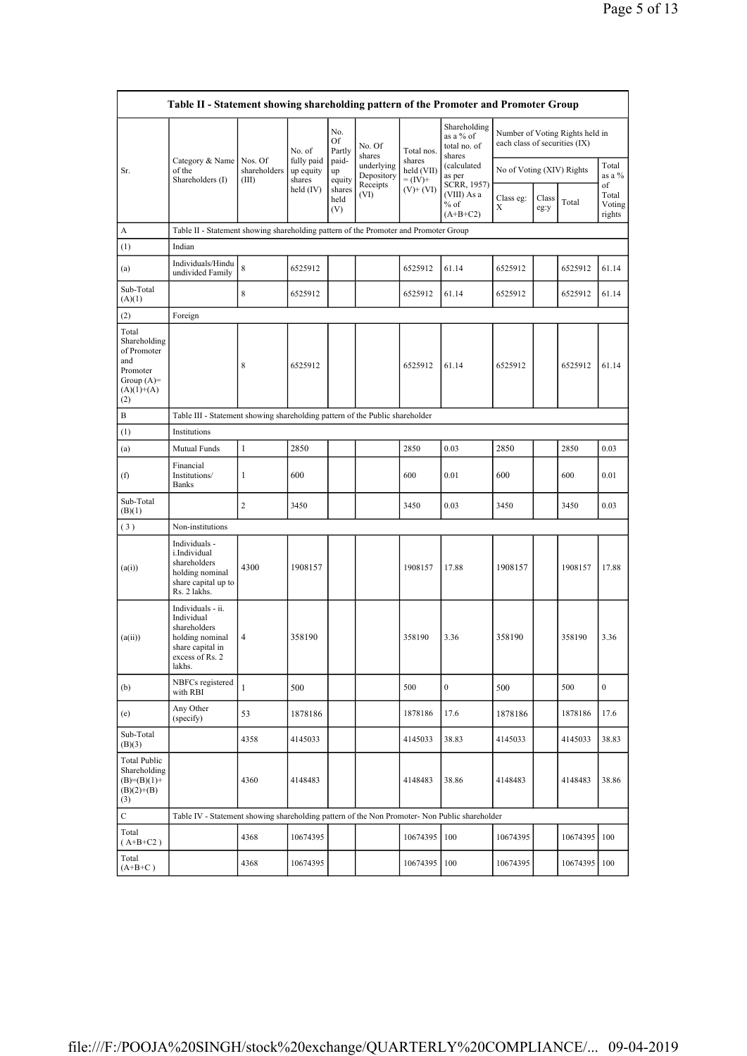| Table II - Statement showing shareholding pattern of the Promoter and Promoter Group | | | | | | | | | | | | |
|---|---|---|---|---|---|---|---|---|---|---|---|---|
| Sr. | Category & Name of the Shareholders (I) | Nos. Of shareholders (III) | No. of fully paid up equity shares held (IV) | No. Of Partly paid-up equity shares held (V) | No. Of shares underlying Depository Receipts (VI) | Total nos. shares held (VII) = (IV)+ (V)+ (VI) | Shareholding as a % of total no. of shares (calculated as per SCRR, 1957) (VIII) As a % of (A+B+C2) | Number of Voting Rights held in each class of securities (IX) | | | | |
| | | | | | | | | No of Voting (XIV) Rights | | | Total as a % of Total Voting rights | |
| | | | | | | | | Class eg: X | Class eg:y | Total | | |
| A | Table II - Statement showing shareholding pattern of the Promoter and Promoter Group | | | | | | | | | | | |
| (1) | Indian | | | | | | | | | | | |
| (a) | Individuals/Hindu undivided Family | 8 | 6525912 | | | 6525912 | 61.14 | 6525912 | | 6525912 | 61.14 | |
| Sub-Total (A)(1) | | 8 | 6525912 | | | 6525912 | 61.14 | 6525912 | | 6525912 | 61.14 | |
| (2) | Foreign | | | | | | | | | | | |
| Total Shareholding of Promoter and Promoter Group (A)=(A)(1)+(A)(2) | | 8 | 6525912 | | | 6525912 | 61.14 | 6525912 | | 6525912 | 61.14 | |
| B | Table III - Statement showing shareholding pattern of the Public shareholder | | | | | | | | | | | |
| (1) | Institutions | | | | | | | | | | | |
| (a) | Mutual Funds | 1 | 2850 | | | 2850 | 0.03 | 2850 | | 2850 | 0.03 | |
| (f) | Financial Institutions/ Banks | 1 | 600 | | | 600 | 0.01 | 600 | | 600 | 0.01 | |
| Sub-Total (B)(1) | | 2 | 3450 | | | 3450 | 0.03 | 3450 | | 3450 | 0.03 | |
| (3) | Non-institutions | | | | | | | | | | | |
| (a(i)) | Individuals - i.Individual shareholders holding nominal share capital up to Rs. 2 lakhs. | 4300 | 1908157 | | | 1908157 | 17.88 | 1908157 | | 1908157 | 17.88 | |
| (a(ii)) | Individuals - ii. Individual shareholders holding nominal share capital in excess of Rs. 2 lakhs. | 4 | 358190 | | | 358190 | 3.36 | 358190 | | 358190 | 3.36 | |
| (b) | NBFCs registered with RBI | 1 | 500 | | | 500 | 0 | 500 | | 500 | 0 | |
| (e) | Any Other (specify) | 53 | 1878186 | | | 1878186 | 17.6 | 1878186 | | 1878186 | 17.6 | |
| Sub-Total (B)(3) | | 4358 | 4145033 | | | 4145033 | 38.83 | 4145033 | | 4145033 | 38.83 | |
| Total Public Shareholding (B)=(B)(1)+(B)(2)+(B)(3) | | 4360 | 4148483 | | | 4148483 | 38.86 | 4148483 | | 4148483 | 38.86 | |
| C | Table IV - Statement showing shareholding pattern of the Non Promoter- Non Public shareholder | | | | | | | | | | | |
| Total ( A+B+C2 ) | | 4368 | 10674395 | | | 10674395 | 100 | 10674395 | | 10674395 | 100 | |
| Total (A+B+C ) | | 4368 | 10674395 | | | 10674395 | 100 | 10674395 | | 10674395 | 100 | |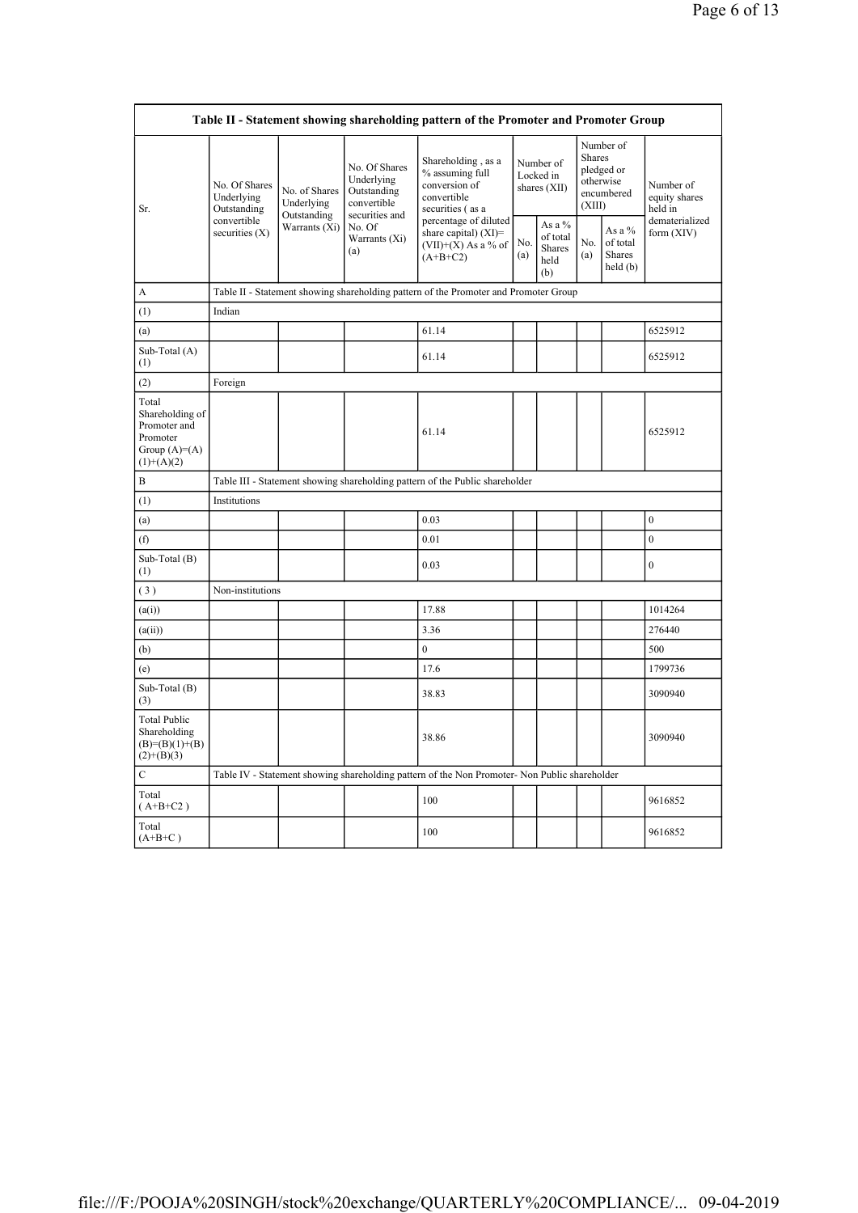| Table II - Statement showing shareholding pattern of the Promoter and Promoter Group | | | | | | | | | |
|---|---|---|---|---|---|---|---|---|---|
| Sr. | No. Of Shares Underlying Outstanding convertible securities (X) | No. of Shares Underlying Outstanding Warrants (Xi) | No. Of Shares Underlying Outstanding convertible securities and No. Of Warrants (Xi) (a) | Shareholding , as a % assuming full conversion of convertible securities ( as a percentage of diluted share capital) (XI)= (VII)+(X) As a % of (A+B+C2) | Number of Locked in shares (XII) | | Number of Shares pledged or otherwise encumbered (XIII) | | Number of equity shares held in dematerialized form (XIV) |
| | | | | | No. (a) | As a % of total Shares held (b) | No. (a) | As a % of total Shares held (b) | |
| A | Table II - Statement showing shareholding pattern of the Promoter and Promoter Group | | | | | | | | |
| (1) | Indian | | | | | | | | |
| (a) | | | | 61.14 | | | | | 6525912 |
| Sub-Total (A) (1) | | | | 61.14 | | | | | 6525912 |
| (2) | Foreign | | | | | | | | |
| Total Shareholding of Promoter and Promoter Group (A)=(A)(1)+(A)(2) | | | | 61.14 | | | | | 6525912 |
| B | Table III - Statement showing shareholding pattern of the Public shareholder | | | | | | | | |
| (1) | Institutions | | | | | | | | |
| (a) | | | | 0.03 | | | | | 0 |
| (f) | | | | 0.01 | | | | | 0 |
| Sub-Total (B) (1) | | | | 0.03 | | | | | 0 |
| ( 3 ) | Non-institutions | | | | | | | | |
| (a(i)) | | | | 17.88 | | | | | 1014264 |
| (a(ii)) | | | | 3.36 | | | | | 276440 |
| (b) | | | | 0 | | | | | 500 |
| (e) | | | | 17.6 | | | | | 1799736 |
| Sub-Total (B) (3) | | | | 38.83 | | | | | 3090940 |
| Total Public Shareholding (B)=(B)(1)+(B)(2)+(B)(3) | | | | 38.86 | | | | | 3090940 |
| C | Table IV - Statement showing shareholding pattern of the Non Promoter- Non Public shareholder | | | | | | | | |
| Total ( A+B+C2 ) | | | | 100 | | | | | 9616852 |
| Total (A+B+C ) | | | | 100 | | | | | 9616852 |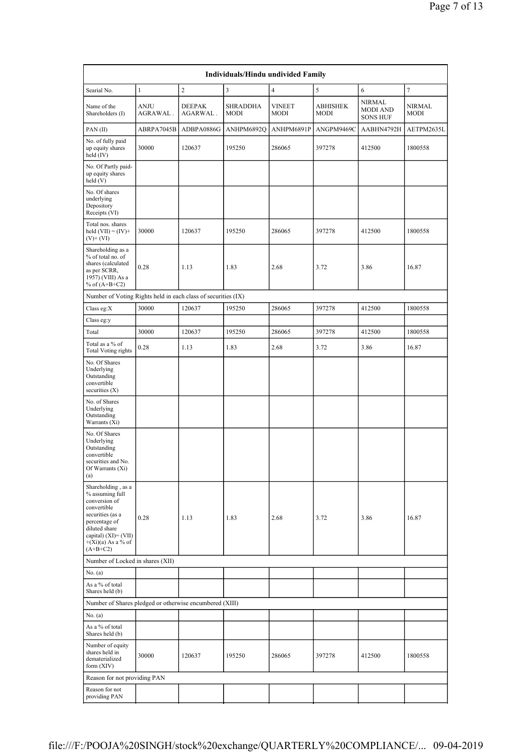| Individuals/Hindu undivided Family | | | | | | | |
|---|---|---|---|---|---|---|---|
| Searial No. | 1 | 2 | 3 | 4 | 5 | 6 | 7 |
| Name of the Shareholders (I) | ANJU AGRAWAL . | DEEPAK AGARWAL . | SHRADDHA MODI | VINEET MODI | ABHISHEK MODI | NIRMAL MODI AND SONS HUF | NIRMAL MODI |
| PAN (II) | ABRPA7045B | ADBPA0886G | ANHPM6892Q | ANHPM6891P | ANGPM9469C | AABHN4792H | AETPM2635L |
| No. of fully paid up equity shares held (IV) | 30000 | 120637 | 195250 | 286065 | 397278 | 412500 | 1800558 |
| No. Of Partly paid-up equity shares held (V) | | | | | | | |
| No. Of shares underlying Depository Receipts (VI) | | | | | | | |
| Total nos. shares held (VII) = (IV)+ (V)+ (VI) | 30000 | 120637 | 195250 | 286065 | 397278 | 412500 | 1800558 |
| Shareholding as a % of total no. of shares (calculated as per SCRR, 1957) (VIII) As a % of (A+B+C2) | 0.28 | 1.13 | 1.83 | 2.68 | 3.72 | 3.86 | 16.87 |
| Number of Voting Rights held in each class of securities (IX) | | | | | | | |
| Class eg:X | 30000 | 120637 | 195250 | 286065 | 397278 | 412500 | 1800558 |
| Class eg:y | | | | | | | |
| Total | 30000 | 120637 | 195250 | 286065 | 397278 | 412500 | 1800558 |
| Total as a % of Total Voting rights | 0.28 | 1.13 | 1.83 | 2.68 | 3.72 | 3.86 | 16.87 |
| No. Of Shares Underlying Outstanding convertible securities (X) | | | | | | | |
| No. of Shares Underlying Outstanding Warrants (Xi) | | | | | | | |
| No. Of Shares Underlying Outstanding convertible securities and No. Of Warrants (Xi) (a) | | | | | | | |
| Shareholding , as a % assuming full conversion of convertible securities (as a percentage of diluted share capital) (XI)= (VII)+(Xi)(a) As a % of (A+B+C2) | 0.28 | 1.13 | 1.83 | 2.68 | 3.72 | 3.86 | 16.87 |
| Number of Locked in shares (XII) | | | | | | | |
| No. (a) | | | | | | | |
| As a % of total Shares held (b) | | | | | | | |
| Number of Shares pledged or otherwise encumbered (XIII) | | | | | | | |
| No. (a) | | | | | | | |
| As a % of total Shares held (b) | | | | | | | |
| Number of equity shares held in dematerialized form (XIV) | 30000 | 120637 | 195250 | 286065 | 397278 | 412500 | 1800558 |
| Reason for not providing PAN | | | | | | | |
| Reason for not providing PAN | | | | | | | |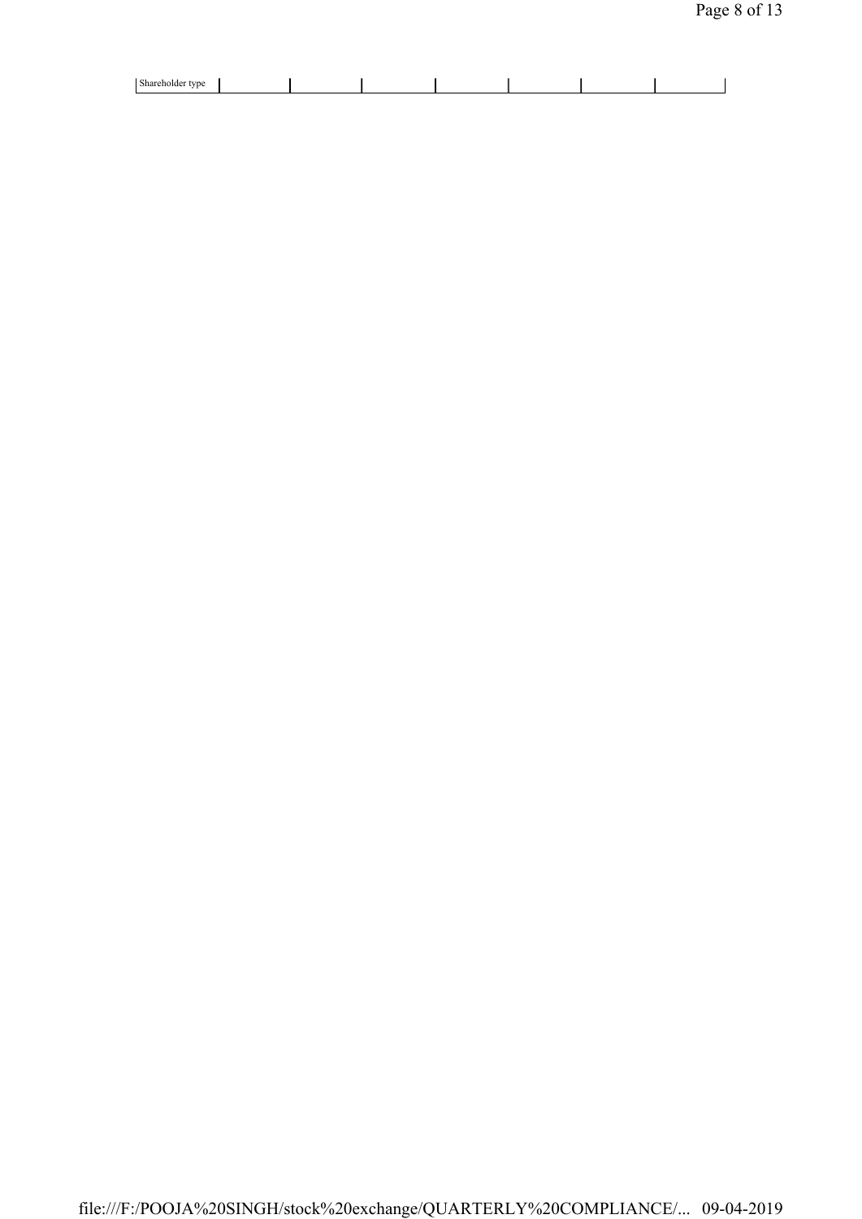| Shareholder type | | | | | | | |
|---|---|---|---|---|---|---|---|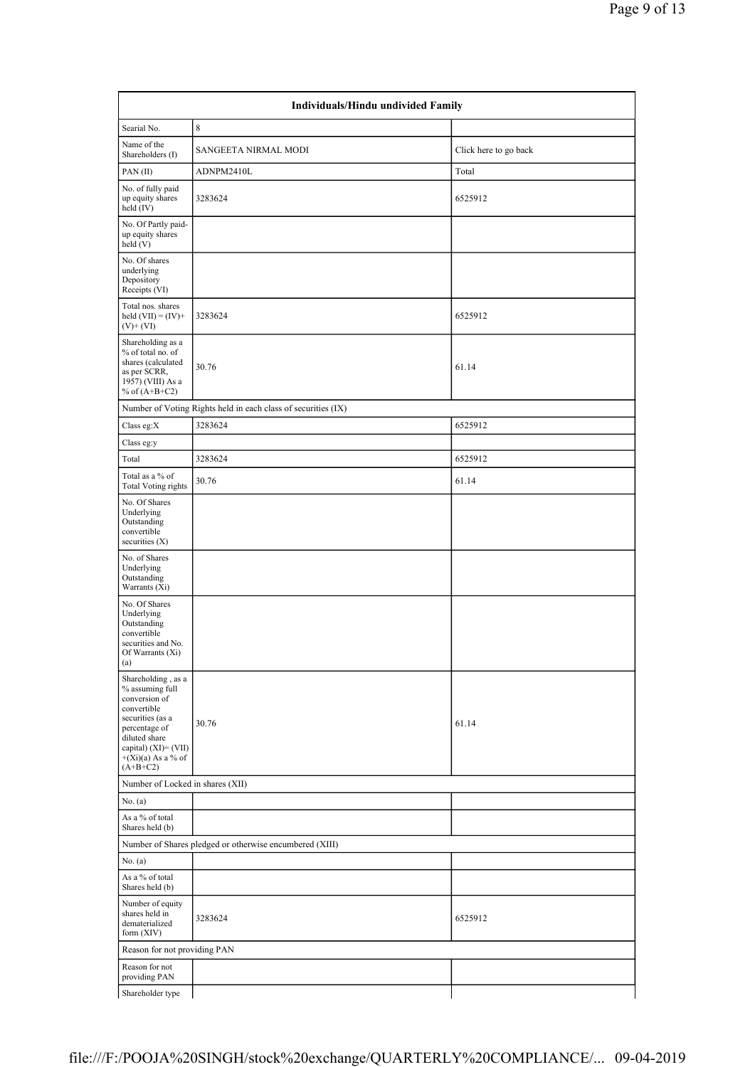| Individuals/Hindu undivided Family | | |
|---|---|---|
| Searial No. | 8 | |
| Name of the Shareholders (I) | SANGEETA NIRMAL MODI | Click here to go back |
| PAN (II) | ADNPM2410L | Total |
| No. of fully paid up equity shares held (IV) | 3283624 | 6525912 |
| No. Of Partly paid-up equity shares held (V) | | |
| No. Of shares underlying Depository Receipts (VI) | | |
| Total nos. shares held (VII) = (IV)+(V)+ (VI) | 3283624 | 6525912 |
| Shareholding as a % of total no. of shares (calculated as per SCRR, 1957) (VIII) As a % of (A+B+C2) | 30.76 | 61.14 |
| Number of Voting Rights held in each class of securities (IX) | | |
| Class eg:X | 3283624 | 6525912 |
| Class eg:y | | |
| Total | 3283624 | 6525912 |
| Total as a % of Total Voting rights | 30.76 | 61.14 |
| No. Of Shares Underlying Outstanding convertible securities (X) | | |
| No. of Shares Underlying Outstanding Warrants (Xi) | | |
| No. Of Shares Underlying Outstanding convertible securities and No. Of Warrants (Xi) (a) | | |
| Shareholding , as a % assuming full conversion of convertible securities (as a percentage of diluted share capital) (XI)= (VII)+(Xi)(a) As a % of (A+B+C2) | 30.76 | 61.14 |
| Number of Locked in shares (XII) | | |
| No. (a) | | |
| As a % of total Shares held (b) | | |
| Number of Shares pledged or otherwise encumbered (XIII) | | |
| No. (a) | | |
| As a % of total Shares held (b) | | |
| Number of equity shares held in dematerialized form (XIV) | 3283624 | 6525912 |
| Reason for not providing PAN | | |
| Reason for not providing PAN | | |
| Shareholder type | | |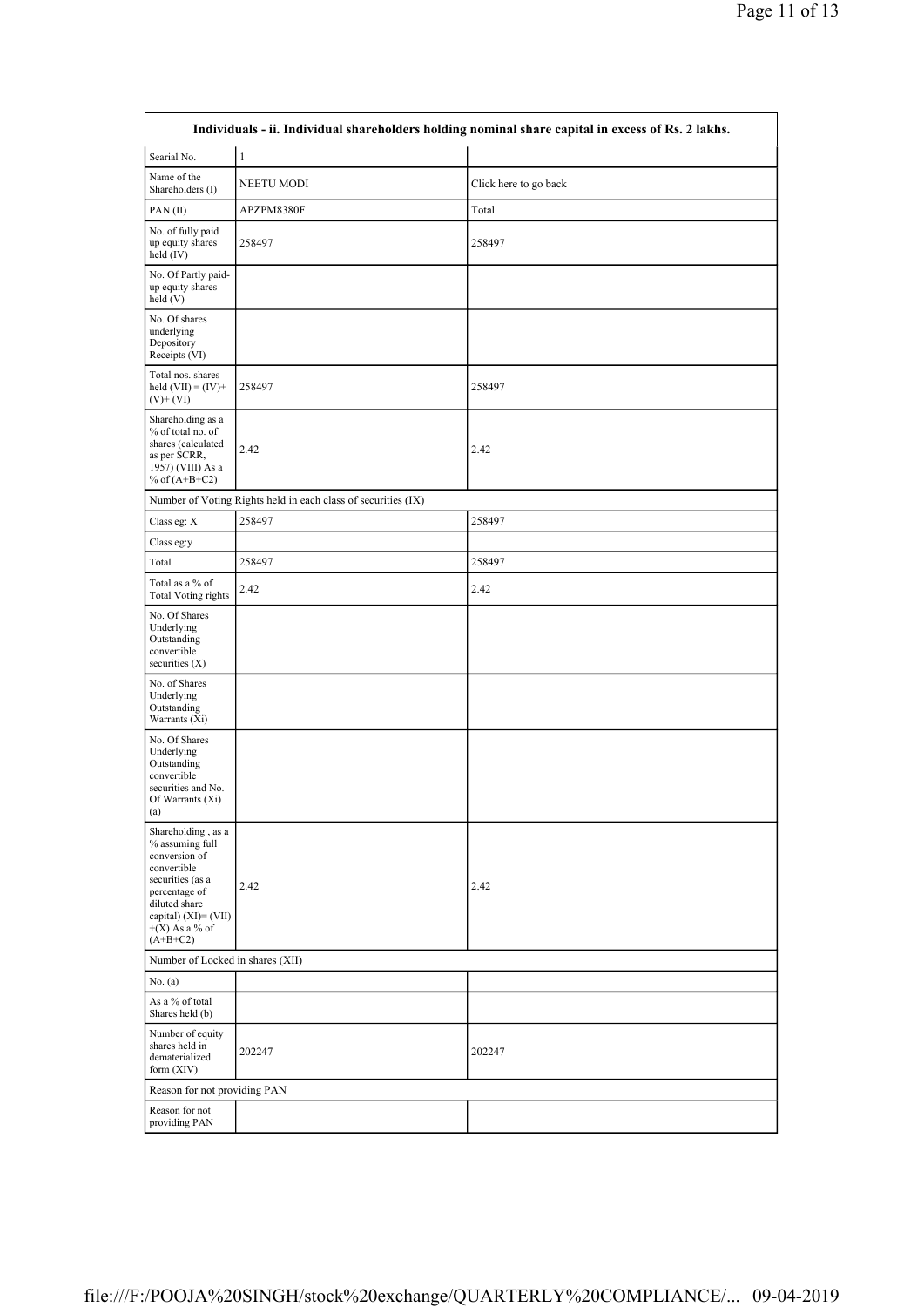| Individuals - ii. Individual shareholders holding nominal share capital in excess of Rs. 2 lakhs. | | |
|---|---|---|
| Searial No. | 1 | |
| Name of the Shareholders (I) | NEETU MODI | Click here to go back |
| PAN (II) | APZPM8380F | Total |
| No. of fully paid up equity shares held (IV) | 258497 | 258497 |
| No. Of Partly paid-up equity shares held (V) | | |
| No. Of shares underlying Depository Receipts (VI) | | |
| Total nos. shares held (VII) = (IV)+(V)+ (VI) | 258497 | 258497 |
| Shareholding as a % of total no. of shares (calculated as per SCRR, 1957) (VIII) As a % of (A+B+C2) | 2.42 | 2.42 |
| Number of Voting Rights held in each class of securities (IX) | | |
| Class eg: X | 258497 | 258497 |
| Class eg:y | | |
| Total | 258497 | 258497 |
| Total as a % of Total Voting rights | 2.42 | 2.42 |
| No. Of Shares Underlying Outstanding convertible securities (X) | | |
| No. of Shares Underlying Outstanding Warrants (Xi) | | |
| No. Of Shares Underlying Outstanding convertible securities and No. Of Warrants (Xi) (a) | | |
| Shareholding , as a % assuming full conversion of convertible securities (as a percentage of diluted share capital) (XI)= (VII)+(X) As a % of (A+B+C2) | 2.42 | 2.42 |
| Number of Locked in shares (XII) | | |
| No. (a) | | |
| As a % of total Shares held (b) | | |
| Number of equity shares held in dematerialized form (XIV) | 202247 | 202247 |
| Reason for not providing PAN | | |
| Reason for not providing PAN | | |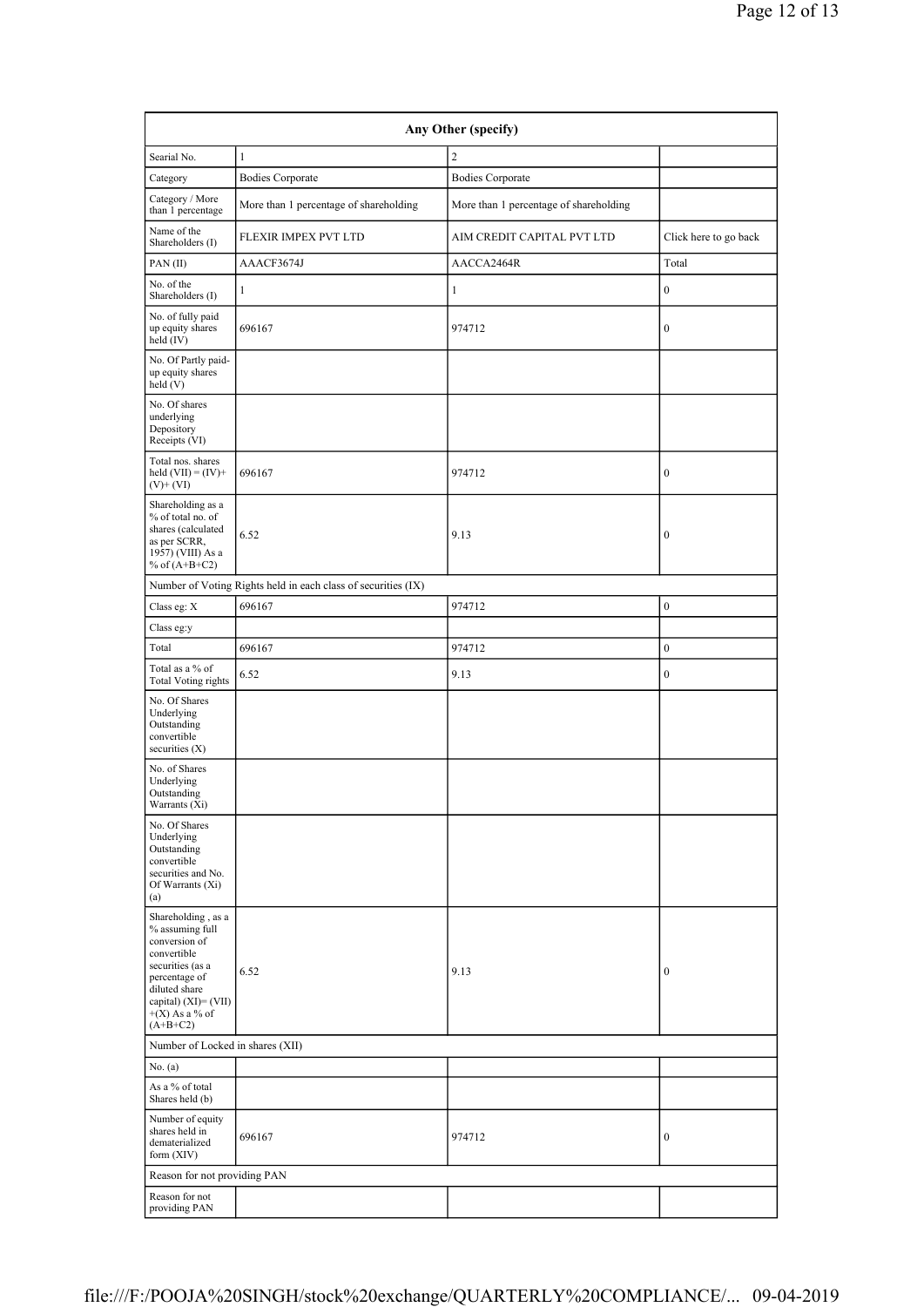| Any Other (specify) | | | |
|---|---|---|---|
| Searial No. | 1 | 2 | |
| Category | Bodies Corporate | Bodies Corporate | |
| Category / More than 1 percentage | More than 1 percentage of shareholding | More than 1 percentage of shareholding | |
| Name of the Shareholders (I) | FLEXIR IMPEX PVT LTD | AIM CREDIT CAPITAL PVT LTD | Click here to go back |
| PAN (II) | AAACF3674J | AACCA2464R | Total |
| No. of the Shareholders (I) | 1 | 1 | 0 |
| No. of fully paid up equity shares held (IV) | 696167 | 974712 | 0 |
| No. Of Partly paid-up equity shares held (V) | | | |
| No. Of shares underlying Depository Receipts (VI) | | | |
| Total nos. shares held (VII) = (IV)+(V)+ (VI) | 696167 | 974712 | 0 |
| Shareholding as a % of total no. of shares (calculated as per SCRR, 1957) (VIII) As a % of (A+B+C2) | 6.52 | 9.13 | 0 |
| Number of Voting Rights held in each class of securities (IX) | | | |
| Class eg: X | 696167 | 974712 | 0 |
| Class eg:y | | | |
| Total | 696167 | 974712 | 0 |
| Total as a % of Total Voting rights | 6.52 | 9.13 | 0 |
| No. Of Shares Underlying Outstanding convertible securities (X) | | | |
| No. of Shares Underlying Outstanding Warrants (Xi) | | | |
| No. Of Shares Underlying Outstanding convertible securities and No. Of Warrants (Xi) (a) | | | |
| Shareholding , as a % assuming full conversion of convertible securities (as a percentage of diluted share capital) (XI)= (VII)+(X) As a % of (A+B+C2) | 6.52 | 9.13 | 0 |
| Number of Locked in shares (XII) | | | |
| No. (a) | | | |
| As a % of total Shares held (b) | | | |
| Number of equity shares held in dematerialized form (XIV) | 696167 | 974712 | 0 |
| Reason for not providing PAN | | | |
| Reason for not providing PAN | | | |